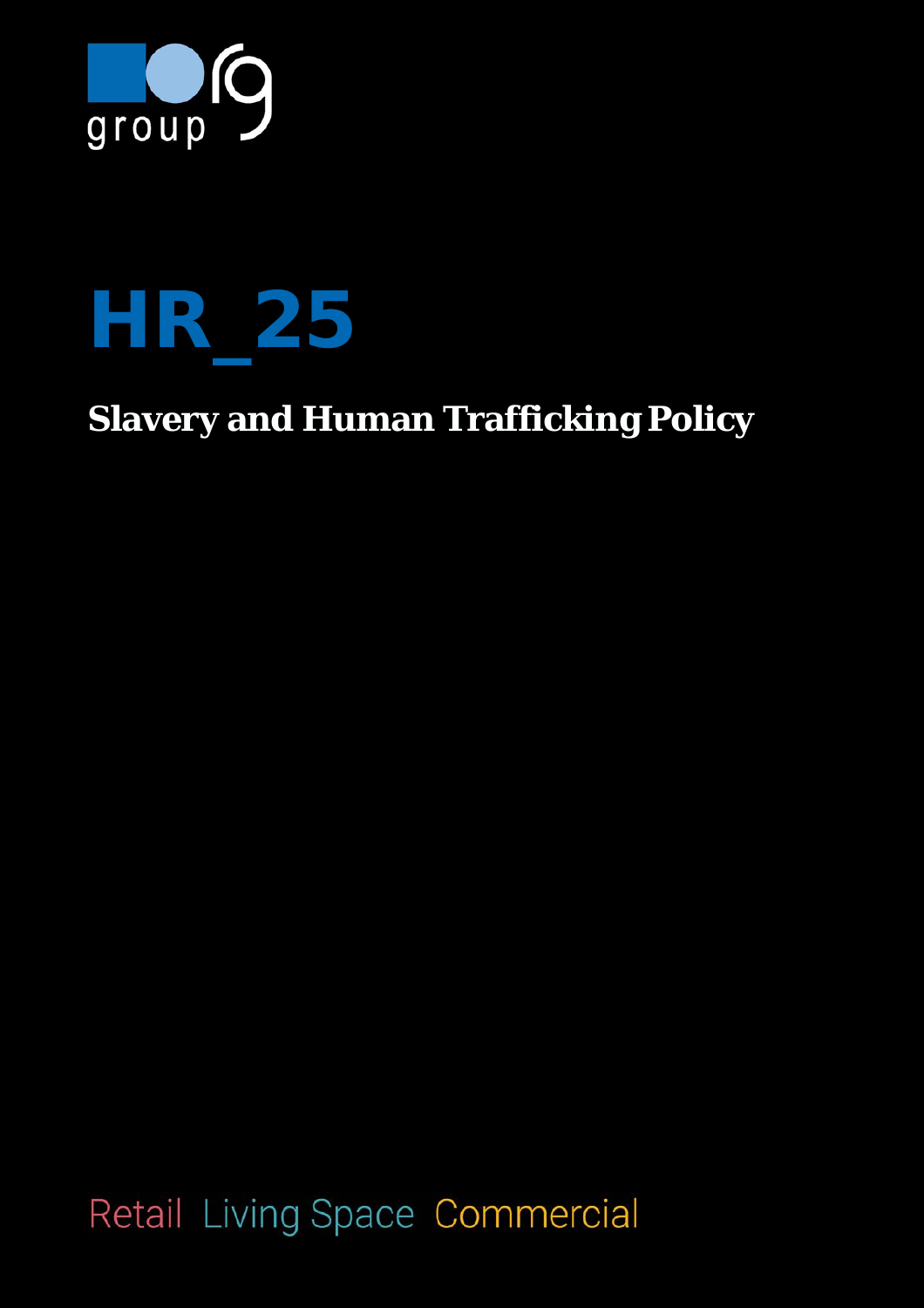group

# HR_25

## Slavery and Human Trafficking Policy

Retail Living Space Commercial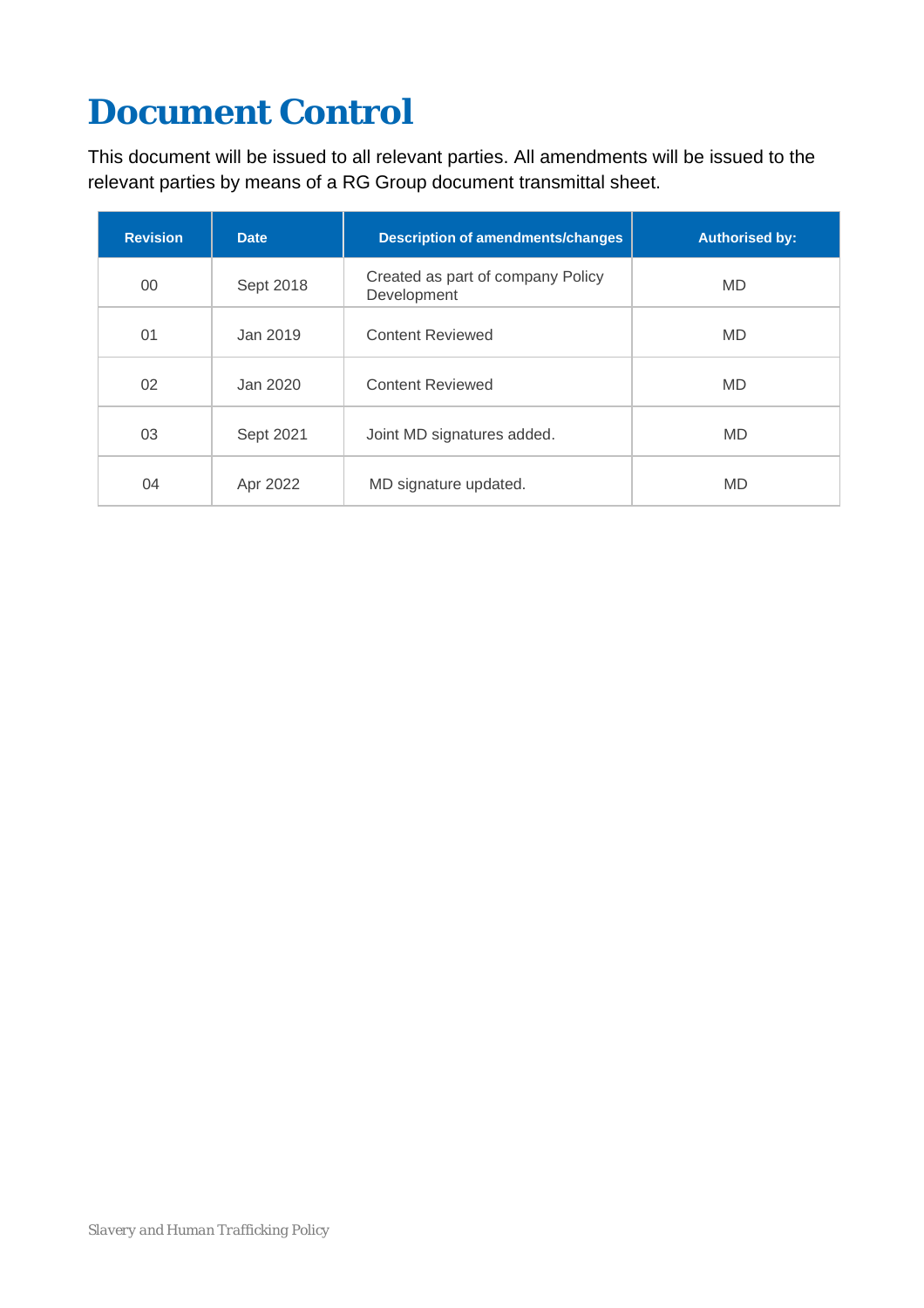# Document Control

This document will be issued to all relevant parties. All amendments will be issued to the relevant parties by means of a RG Group document transmittal sheet.

| Revision | Date | Description of amendments/changes | Authorised by: |
|---|---|---|---|
| 00 | Sept 2018 | Created as part of company Policy Development | MD |
| 01 | Jan 2019 | Content Reviewed | MD |
| 02 | Jan 2020 | Content Reviewed | MD |
| 03 | Sept 2021 | Joint MD signatures added. | MD |
| 04 | Apr 2022 | MD signature updated. | MD |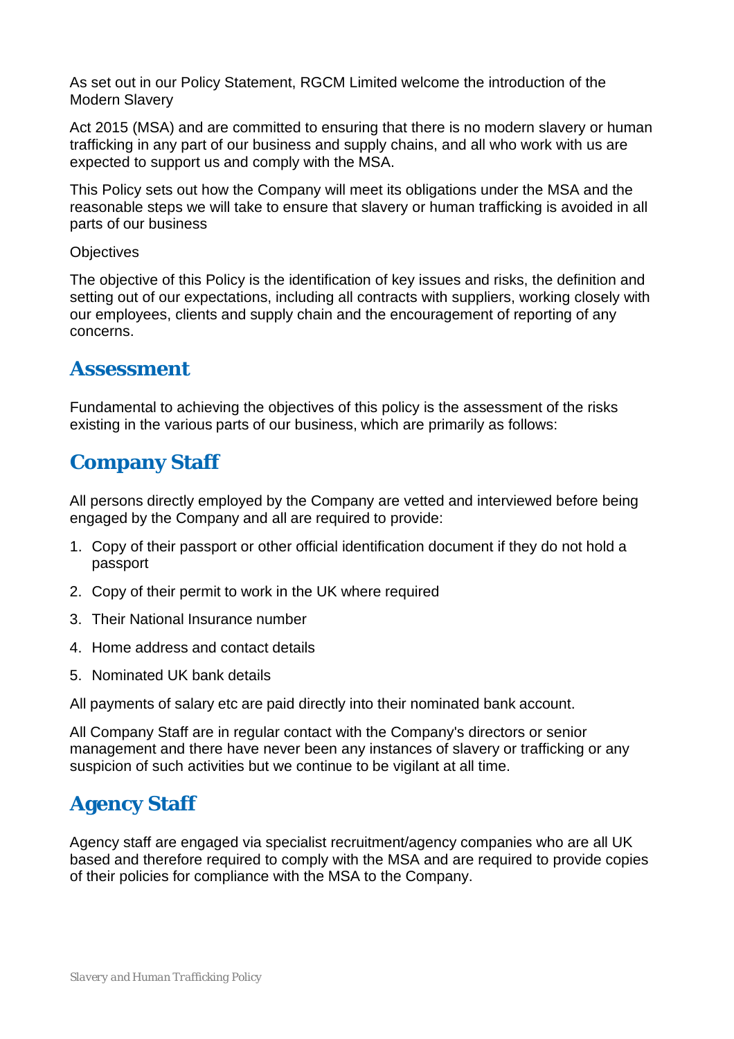As set out in our Policy Statement, RGCM Limited welcome the introduction of the Modern Slavery

Act 2015 (MSA) and are committed to ensuring that there is no modern slavery or human trafficking in any part of our business and supply chains, and all who work with us are expected to support us and comply with the MSA.

This Policy sets out how the Company will meet its obligations under the MSA and the reasonable steps we will take to ensure that slavery or human trafficking is avoided in all parts of our business

Objectives

The objective of this Policy is the identification of key issues and risks, the definition and setting out of our expectations, including all contracts with suppliers, working closely with our employees, clients and supply chain and the encouragement of reporting of any concerns.

## Assessment

Fundamental to achieving the objectives of this policy is the assessment of the risks existing in the various parts of our business, which are primarily as follows:

## Company Staff

All persons directly employed by the Company are vetted and interviewed before being engaged by the Company and all are required to provide:

1. Copy of their passport or other official identification document if they do not hold a passport
2. Copy of their permit to work in the UK where required
3. Their National Insurance number
4. Home address and contact details
5. Nominated UK bank details

All payments of salary etc are paid directly into their nominated bank account.

All Company Staff are in regular contact with the Company's directors or senior management and there have never been any instances of slavery or trafficking or any suspicion of such activities but we continue to be vigilant at all time.

## Agency Staff

Agency staff are engaged via specialist recruitment/agency companies who are all UK based and therefore required to comply with the MSA and are required to provide copies of their policies for compliance with the MSA to the Company.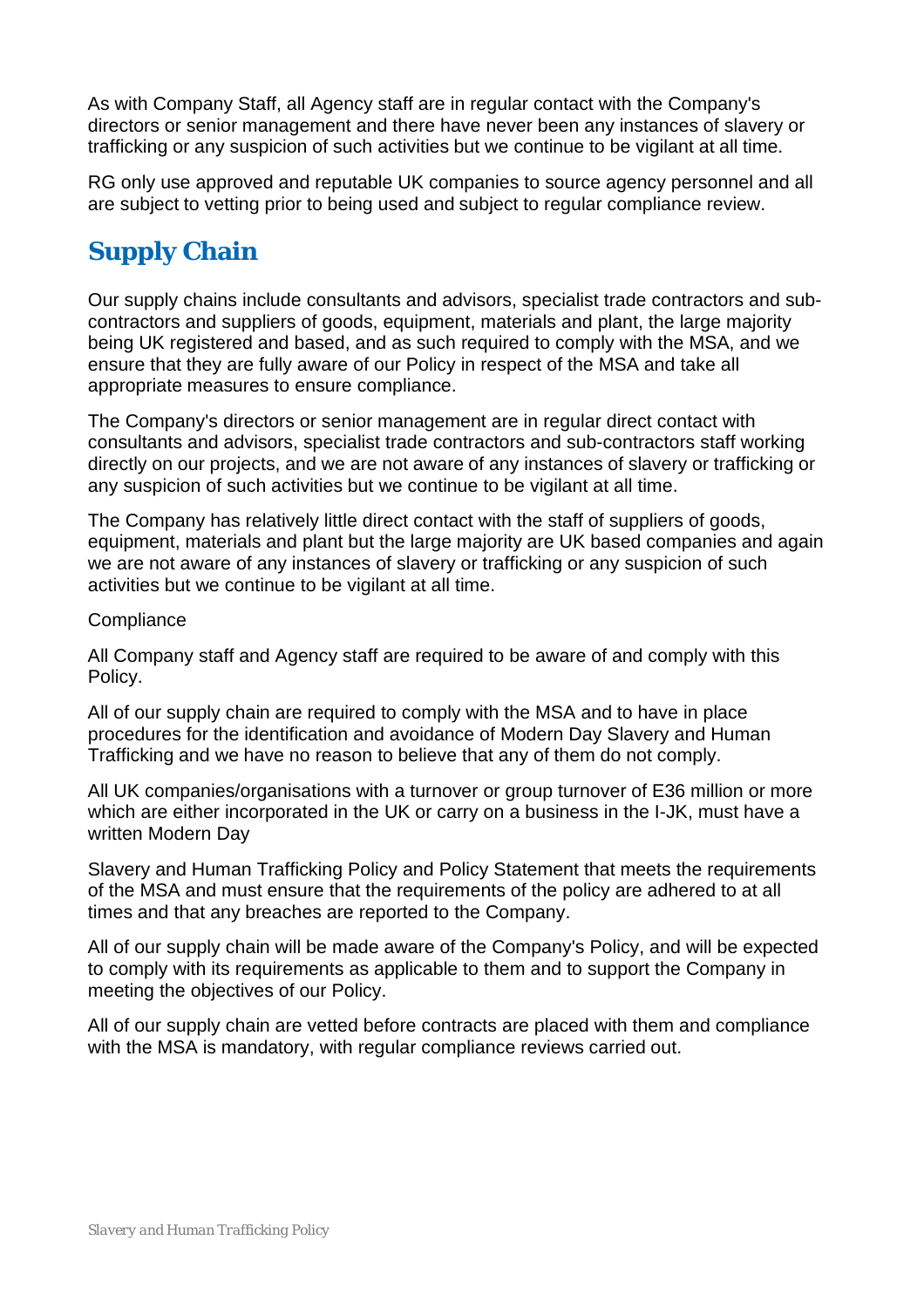As with Company Staff, all Agency staff are in regular contact with the Company's directors or senior management and there have never been any instances of slavery or trafficking or any suspicion of such activities but we continue to be vigilant at all time.

RG only use approved and reputable UK companies to source agency personnel and all are subject to vetting prior to being used and subject to regular compliance review.

## Supply Chain

Our supply chains include consultants and advisors, specialist trade contractors and sub-contractors and suppliers of goods, equipment, materials and plant, the large majority being UK registered and based, and as such required to comply with the MSA, and we ensure that they are fully aware of our Policy in respect of the MSA and take all appropriate measures to ensure compliance.

The Company's directors or senior management are in regular direct contact with consultants and advisors, specialist trade contractors and sub-contractors staff working directly on our projects, and we are not aware of any instances of slavery or trafficking or any suspicion of such activities but we continue to be vigilant at all time.

The Company has relatively little direct contact with the staff of suppliers of goods, equipment, materials and plant but the large majority are UK based companies and again we are not aware of any instances of slavery or trafficking or any suspicion of such activities but we continue to be vigilant at all time.

Compliance

All Company staff and Agency staff are required to be aware of and comply with this Policy.

All of our supply chain are required to comply with the MSA and to have in place procedures for the identification and avoidance of Modern Day Slavery and Human Trafficking and we have no reason to believe that any of them do not comply.

All UK companies/organisations with a turnover or group turnover of E36 million or more which are either incorporated in the UK or carry on a business in the I-JK, must have a written Modern Day

Slavery and Human Trafficking Policy and Policy Statement that meets the requirements of the MSA and must ensure that the requirements of the policy are adhered to at all times and that any breaches are reported to the Company.

All of our supply chain will be made aware of the Company's Policy, and will be expected to comply with its requirements as applicable to them and to support the Company in meeting the objectives of our Policy.

All of our supply chain are vetted before contracts are placed with them and compliance with the MSA is mandatory, with regular compliance reviews carried out.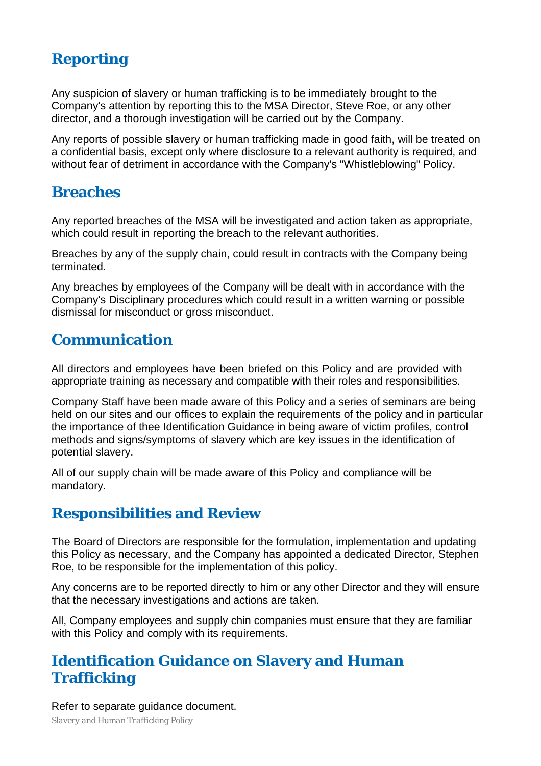## Reporting

Any suspicion of slavery or human trafficking is to be immediately brought to the Company's attention by reporting this to the MSA Director, Steve Roe, or any other director, and a thorough investigation will be carried out by the Company.

Any reports of possible slavery or human trafficking made in good faith, will be treated on a confidential basis, except only where disclosure to a relevant authority is required, and without fear of detriment in accordance with the Company's "Whistleblowing" Policy.

## Breaches

Any reported breaches of the MSA will be investigated and action taken as appropriate, which could result in reporting the breach to the relevant authorities.

Breaches by any of the supply chain, could result in contracts with the Company being terminated.

Any breaches by employees of the Company will be dealt with in accordance with the Company's Disciplinary procedures which could result in a written warning or possible dismissal for misconduct or gross misconduct.

## Communication

All directors and employees have been briefed on this Policy and are provided with appropriate training as necessary and compatible with their roles and responsibilities.

Company Staff have been made aware of this Policy and a series of seminars are being held on our sites and our offices to explain the requirements of the policy and in particular the importance of thee Identification Guidance in being aware of victim profiles, control methods and signs/symptoms of slavery which are key issues in the identification of potential slavery.

All of our supply chain will be made aware of this Policy and compliance will be mandatory.

## Responsibilities and Review

The Board of Directors are responsible for the formulation, implementation and updating this Policy as necessary, and the Company has appointed a dedicated Director, Stephen Roe, to be responsible for the implementation of this policy.

Any concerns are to be reported directly to him or any other Director and they will ensure that the necessary investigations and actions are taken.

All, Company employees and supply chin companies must ensure that they are familiar with this Policy and comply with its requirements.

## Identification Guidance on Slavery and Human Trafficking

Refer to separate guidance document.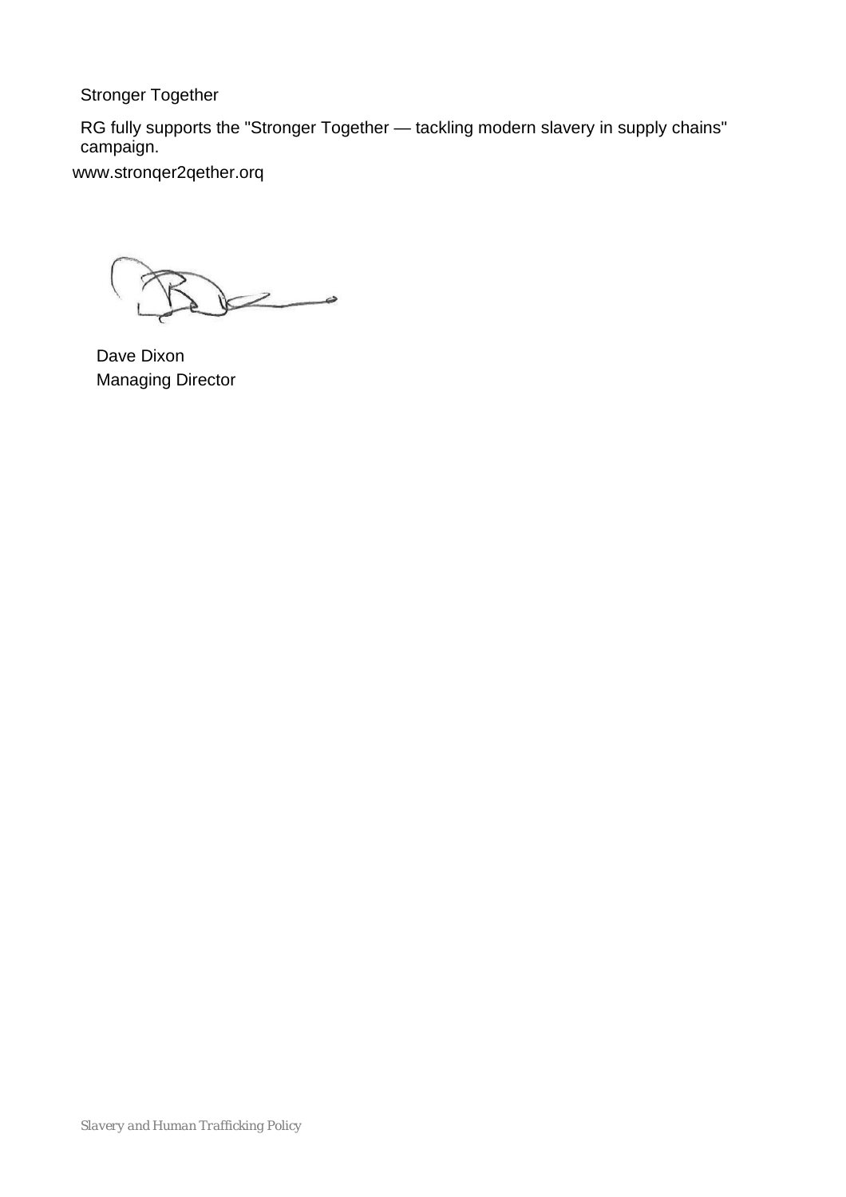Stronger Together

RG fully supports the "Stronger Together — tackling modern slavery in supply chains" campaign.

www.stronqer2qether.orq

Dave Dixon
Managing Director